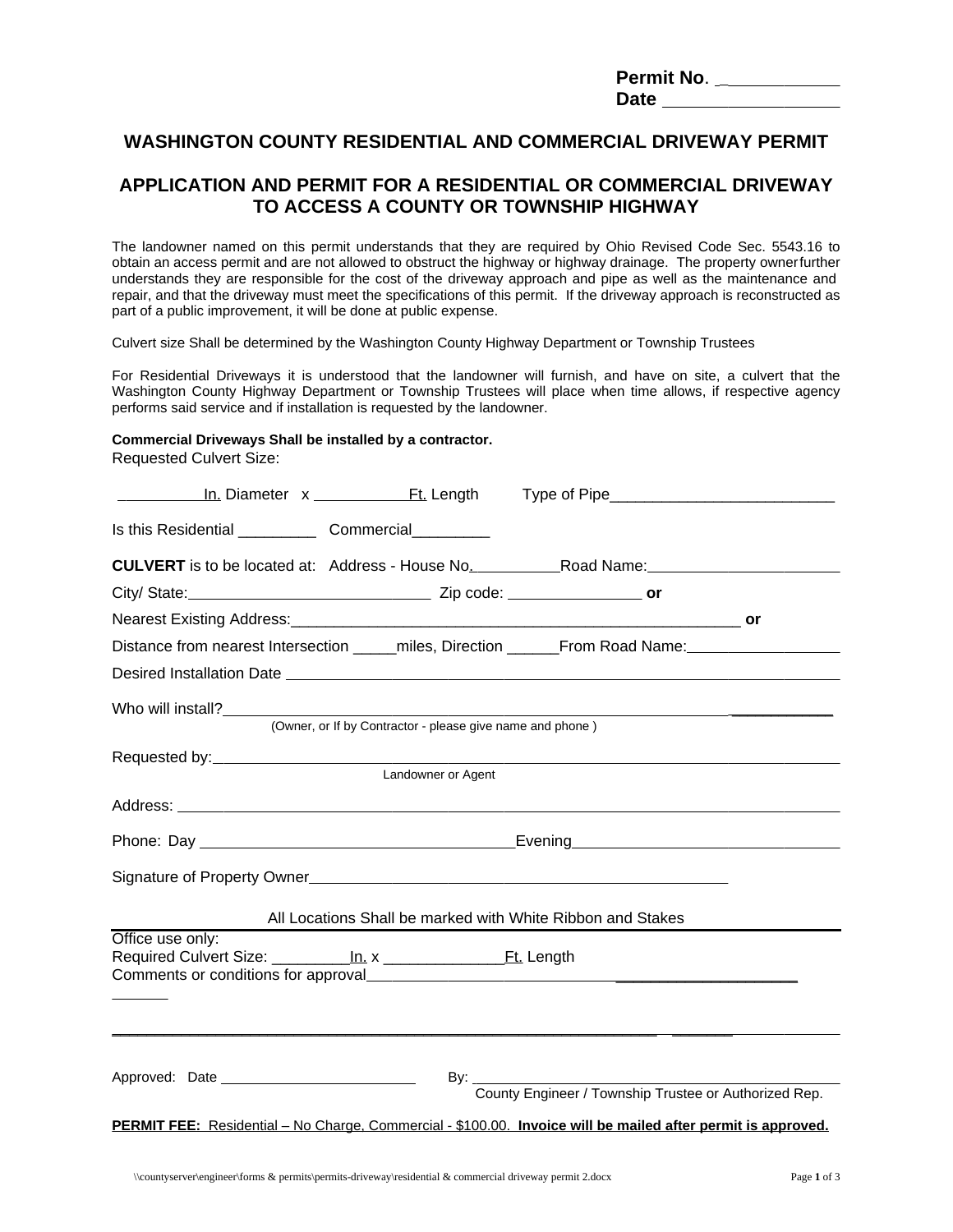**Permit No.** ____________
**Date** __________________

## WASHINGTON COUNTY RESIDENTIAL AND COMMERCIAL DRIVEWAY PERMIT

## APPLICATION AND PERMIT FOR A RESIDENTIAL OR COMMERCIAL DRIVEWAY TO ACCESS A COUNTY OR TOWNSHIP HIGHWAY

The landowner named on this permit understands that they are required by Ohio Revised Code Sec. 5543.16 to obtain an access permit and are not allowed to obstruct the highway or highway drainage. The property owner further understands they are responsible for the cost of the driveway approach and pipe as well as the maintenance and repair, and that the driveway must meet the specifications of this permit. If the driveway approach is reconstructed as part of a public improvement, it will be done at public expense.

Culvert size Shall be determined by the Washington County Highway Department or Township Trustees

For Residential Driveways it is understood that the landowner will furnish, and have on site, a culvert that the Washington County Highway Department or Township Trustees will place when time allows, if respective agency performs said service and if installation is requested by the landowner.

**Commercial Driveways Shall be installed by a contractor.**
Requested Culvert Size:

__________In. Diameter x ___________Ft. Length Type of Pipe__________________________

Is this Residential _________ Commercial_________

**CULVERT** is to be located at: Address - House No.__________Road Name:______________________

City/ State:____________________________ Zip code: ________________ **or**

Nearest Existing Address:________________________________________________________ **or**

Distance from nearest Intersection _____miles, Direction ______From Road Name:__________________

Desired Installation Date _______________________________________________________________

Who will install?_______________________________________________________________________
(Owner, or If by Contractor - please give name and phone )

Requested by:_________________________________________________________________________
Landowner or Agent

Address: _____________________________________________________________________________

Phone: Day ____________________________________Evening________________________________

Signature of Property Owner____________________________________________________

All Locations Shall be marked with White Ribbon and Stakes

Office use only:
Required Culvert Size: _________In. x ______________Ft. Length
Comments or conditions for approval___________________________________________________

______________________________________________________________________________________

Approved: Date _________________________ By: _____________________________________________
County Engineer / Township Trustee or Authorized Rep.

**PERMIT FEE:** Residential – No Charge, Commercial - $100.00. **Invoice will be mailed after permit is approved.**

\\countyserver\engineer\forms & permits\permits-driveway\residential & commercial driveway permit 2.docx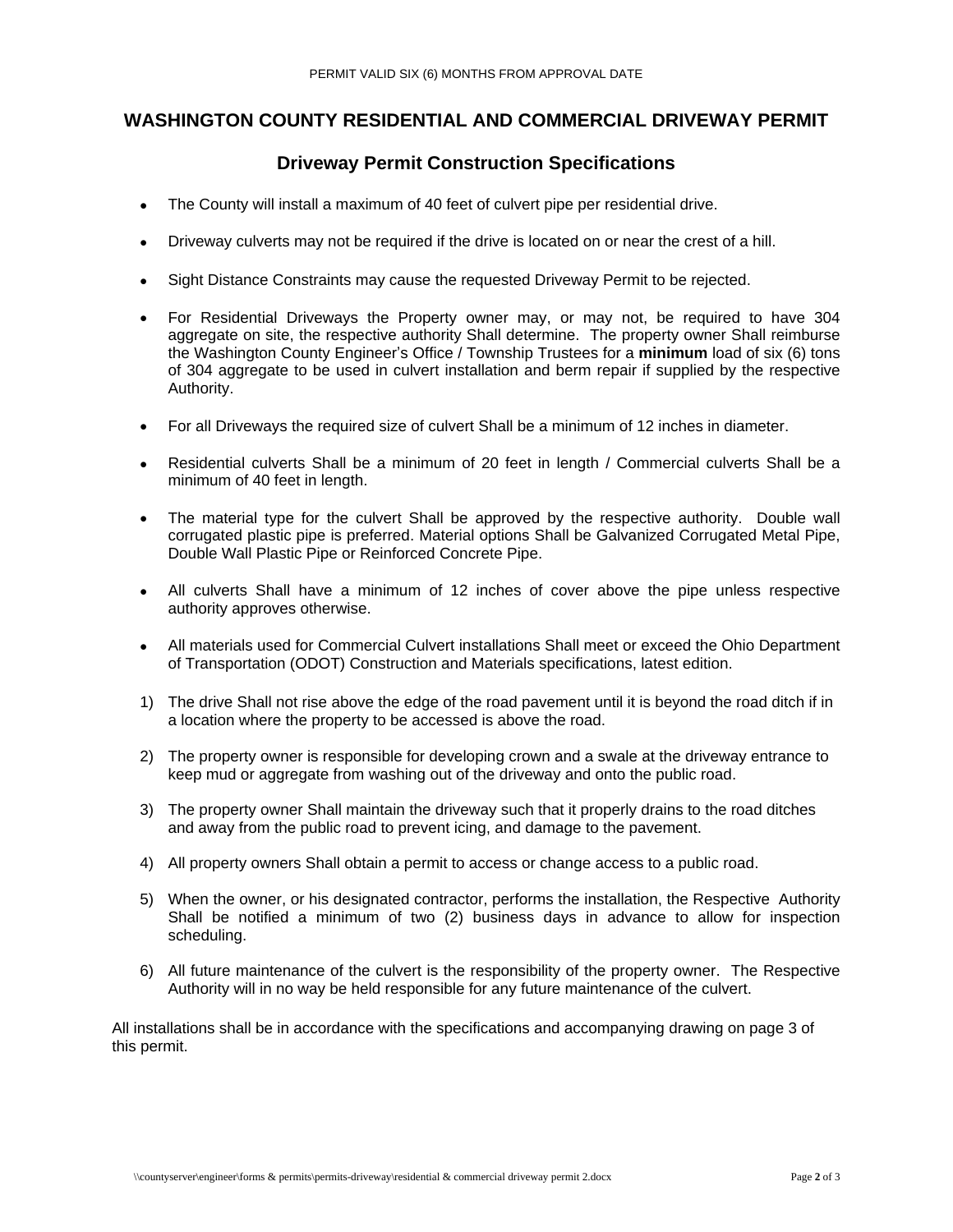PERMIT VALID SIX (6) MONTHS FROM APPROVAL DATE

# WASHINGTON COUNTY RESIDENTIAL AND COMMERCIAL DRIVEWAY PERMIT

## Driveway Permit Construction Specifications

- The County will install a maximum of 40 feet of culvert pipe per residential drive.
- Driveway culverts may not be required if the drive is located on or near the crest of a hill.
- Sight Distance Constraints may cause the requested Driveway Permit to be rejected.
- For Residential Driveways the Property owner may, or may not, be required to have 304 aggregate on site, the respective authority Shall determine. The property owner Shall reimburse the Washington County Engineer's Office / Township Trustees for a **minimum** load of six (6) tons of 304 aggregate to be used in culvert installation and berm repair if supplied by the respective Authority.
- For all Driveways the required size of culvert Shall be a minimum of 12 inches in diameter.
- Residential culverts Shall be a minimum of 20 feet in length / Commercial culverts Shall be a minimum of 40 feet in length.
- The material type for the culvert Shall be approved by the respective authority. Double wall corrugated plastic pipe is preferred. Material options Shall be Galvanized Corrugated Metal Pipe, Double Wall Plastic Pipe or Reinforced Concrete Pipe.
- All culverts Shall have a minimum of 12 inches of cover above the pipe unless respective authority approves otherwise.
- All materials used for Commercial Culvert installations Shall meet or exceed the Ohio Department of Transportation (ODOT) Construction and Materials specifications, latest edition.

1) The drive Shall not rise above the edge of the road pavement until it is beyond the road ditch if in a location where the property to be accessed is above the road.
2) The property owner is responsible for developing crown and a swale at the driveway entrance to keep mud or aggregate from washing out of the driveway and onto the public road.
3) The property owner Shall maintain the driveway such that it properly drains to the road ditches and away from the public road to prevent icing, and damage to the pavement.
4) All property owners Shall obtain a permit to access or change access to a public road.
5) When the owner, or his designated contractor, performs the installation, the Respective Authority Shall be notified a minimum of two (2) business days in advance to allow for inspection scheduling.
6) All future maintenance of the culvert is the responsibility of the property owner. The Respective Authority will in no way be held responsible for any future maintenance of the culvert.

All installations shall be in accordance with the specifications and accompanying drawing on page 3 of this permit.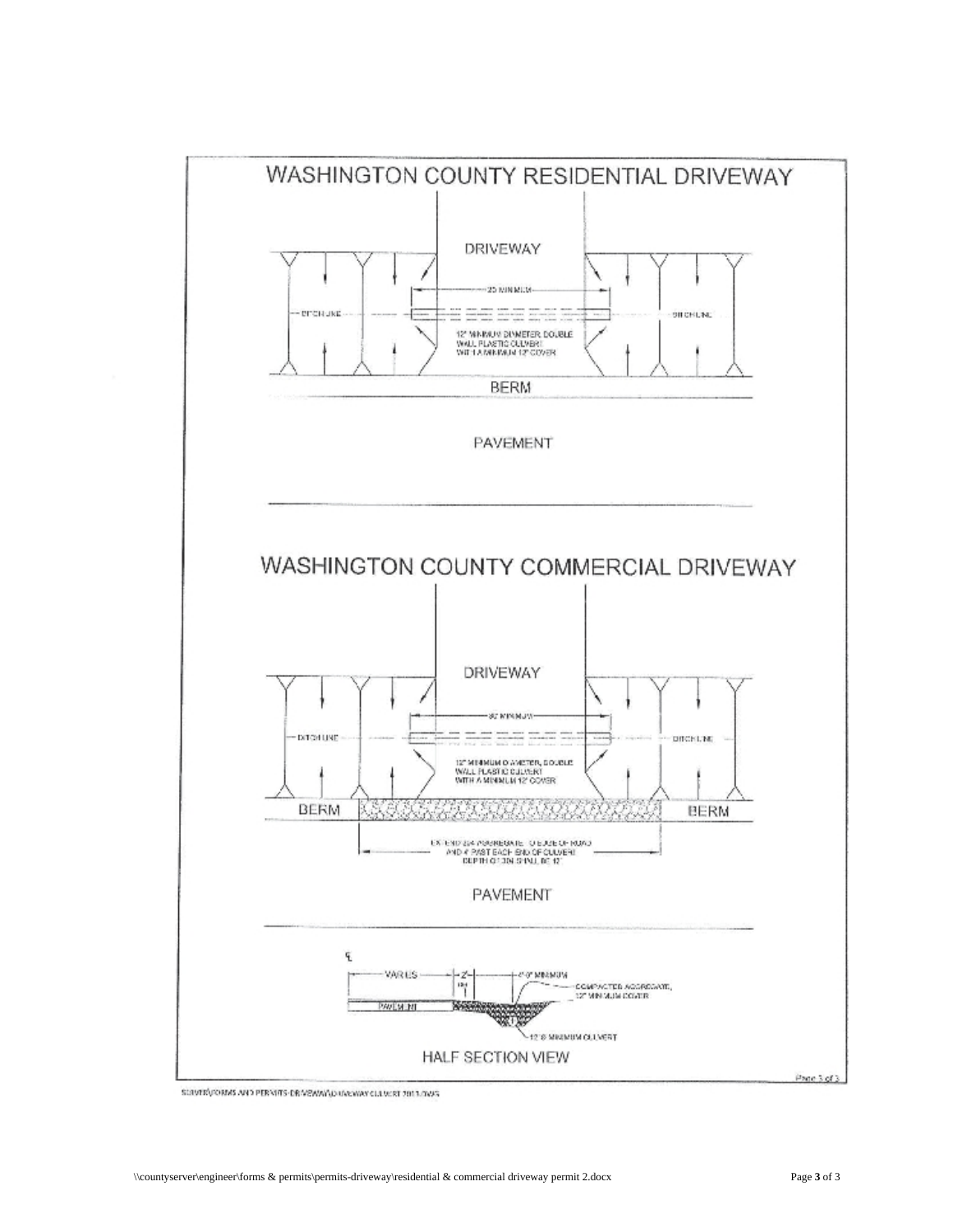# WASHINGTON COUNTY RESIDENTIAL DRIVEWAY

DRIVEWAY

25' MINIMUM

DITCH LINE

DITCH LINE

12" MINIMUM DIAMETER, DOUBLE WALL PLASTIC CULVERT WITH A MINIMUM 12" COVER

BERM

PAVEMENT

# WASHINGTON COUNTY COMMERCIAL DRIVEWAY

DRIVEWAY

30' MINIMUM

DITCH LINE

DITCH LINE

12" MINIMUM DIAMETER, DOUBLE WALL PLASTIC CULVERT WITH A MINIMUM 12" COVER

BERM

BERM

EXTEND 304 AGGREGATE TO EDGE OF ROAD AND 4' PAST EACH END OF CULVERT. DEPTH OF 304 SHALL BE 12"

PAVEMENT

℄

VARIES

2'

4'-0" MINIMUM

COMPACTED AGGREGATE, 12" MINIMUM COVER

PAVEMENT

12" Ø MINIMUM CULVERT

HALF SECTION VIEW

SERVER\FORMS AND PERMITS-DRIVEWAY\DRIVEWAY CULVERT 2013.DWG